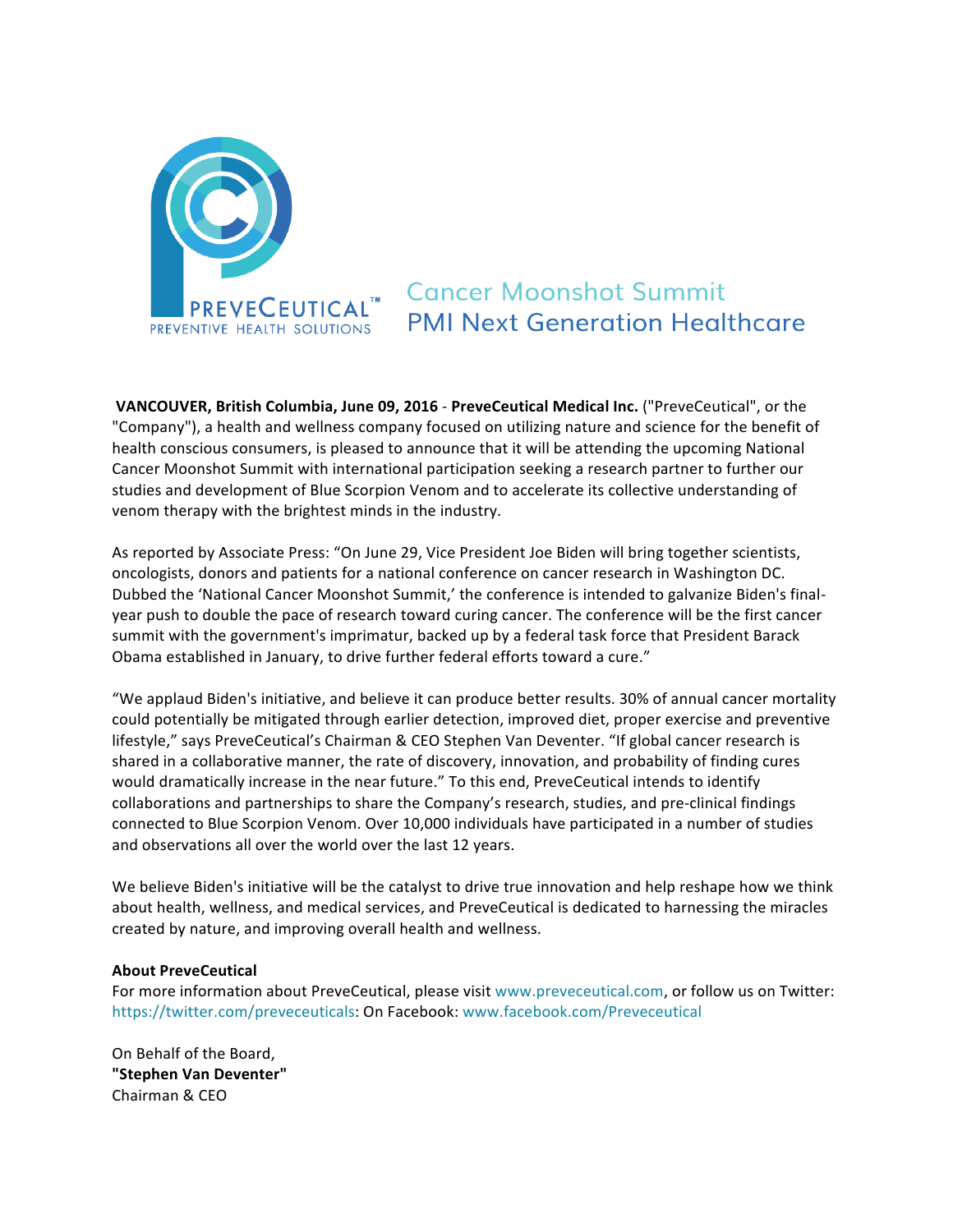PREVECEUTICAL™
PREVENTIVE HEALTH SOLUTIONS

# Cancer Moonshot Summit
## PMI Next Generation Healthcare

**VANCOUVER, British Columbia, June 09, 2016** - **PreveCeutical Medical Inc.** ("PreveCeutical", or the "Company"), a health and wellness company focused on utilizing nature and science for the benefit of health conscious consumers, is pleased to announce that it will be attending the upcoming National Cancer Moonshot Summit with international participation seeking a research partner to further our studies and development of Blue Scorpion Venom and to accelerate its collective understanding of venom therapy with the brightest minds in the industry.

As reported by Associate Press: "On June 29, Vice President Joe Biden will bring together scientists, oncologists, donors and patients for a national conference on cancer research in Washington DC. Dubbed the 'National Cancer Moonshot Summit,' the conference is intended to galvanize Biden's final-year push to double the pace of research toward curing cancer. The conference will be the first cancer summit with the government's imprimatur, backed up by a federal task force that President Barack Obama established in January, to drive further federal efforts toward a cure."

"We applaud Biden's initiative, and believe it can produce better results. 30% of annual cancer mortality could potentially be mitigated through earlier detection, improved diet, proper exercise and preventive lifestyle," says PreveCeutical's Chairman & CEO Stephen Van Deventer. "If global cancer research is shared in a collaborative manner, the rate of discovery, innovation, and probability of finding cures would dramatically increase in the near future." To this end, PreveCeutical intends to identify collaborations and partnerships to share the Company's research, studies, and pre-clinical findings connected to Blue Scorpion Venom. Over 10,000 individuals have participated in a number of studies and observations all over the world over the last 12 years.

We believe Biden's initiative will be the catalyst to drive true innovation and help reshape how we think about health, wellness, and medical services, and PreveCeutical is dedicated to harnessing the miracles created by nature, and improving overall health and wellness.

**About PreveCeutical**
For more information about PreveCeutical, please visit www.preveceutical.com, or follow us on Twitter: https://twitter.com/preveceuticals: On Facebook: www.facebook.com/Preveceutical

On Behalf of the Board,
**"Stephen Van Deventer"**
Chairman & CEO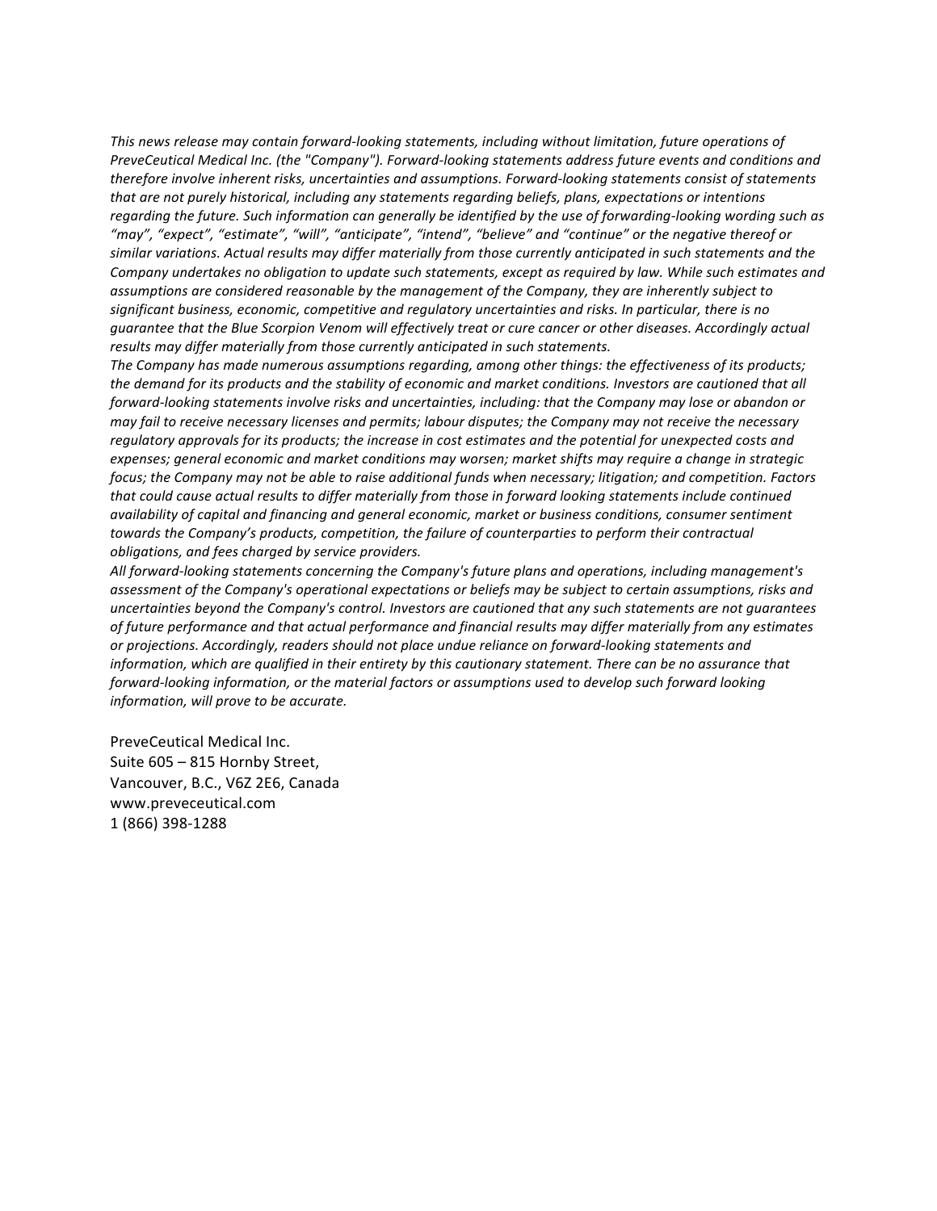*This news release may contain forward-looking statements, including without limitation, future operations of PreveCeutical Medical Inc. (the "Company"). Forward-looking statements address future events and conditions and therefore involve inherent risks, uncertainties and assumptions. Forward-looking statements consist of statements that are not purely historical, including any statements regarding beliefs, plans, expectations or intentions regarding the future. Such information can generally be identified by the use of forwarding-looking wording such as "may", "expect", "estimate", "will", "anticipate", "intend", "believe" and "continue" or the negative thereof or similar variations. Actual results may differ materially from those currently anticipated in such statements and the Company undertakes no obligation to update such statements, except as required by law. While such estimates and assumptions are considered reasonable by the management of the Company, they are inherently subject to significant business, economic, competitive and regulatory uncertainties and risks. In particular, there is no guarantee that the Blue Scorpion Venom will effectively treat or cure cancer or other diseases. Accordingly actual results may differ materially from those currently anticipated in such statements.*

*The Company has made numerous assumptions regarding, among other things: the effectiveness of its products; the demand for its products and the stability of economic and market conditions. Investors are cautioned that all forward-looking statements involve risks and uncertainties, including: that the Company may lose or abandon or may fail to receive necessary licenses and permits; labour disputes; the Company may not receive the necessary regulatory approvals for its products; the increase in cost estimates and the potential for unexpected costs and expenses; general economic and market conditions may worsen; market shifts may require a change in strategic focus; the Company may not be able to raise additional funds when necessary; litigation; and competition. Factors that could cause actual results to differ materially from those in forward looking statements include continued availability of capital and financing and general economic, market or business conditions, consumer sentiment towards the Company's products, competition, the failure of counterparties to perform their contractual obligations, and fees charged by service providers.*

*All forward-looking statements concerning the Company's future plans and operations, including management's assessment of the Company's operational expectations or beliefs may be subject to certain assumptions, risks and uncertainties beyond the Company's control. Investors are cautioned that any such statements are not guarantees of future performance and that actual performance and financial results may differ materially from any estimates or projections. Accordingly, readers should not place undue reliance on forward-looking statements and information, which are qualified in their entirety by this cautionary statement. There can be no assurance that forward-looking information, or the material factors or assumptions used to develop such forward looking information, will prove to be accurate.*

PreveCeutical Medical Inc.
Suite 605 – 815 Hornby Street,
Vancouver, B.C., V6Z 2E6, Canada
www.preveceutical.com
1 (866) 398-1288